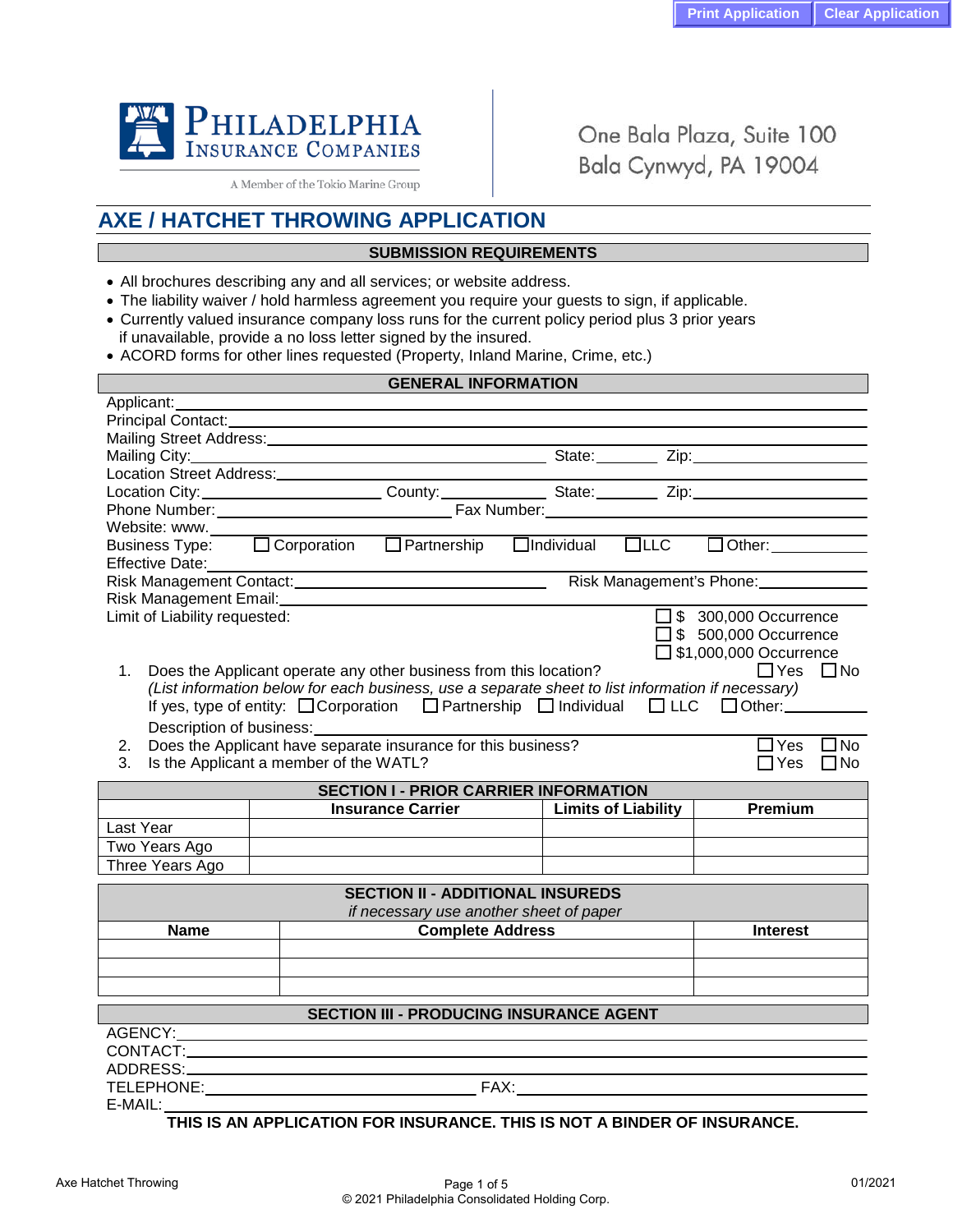Print Application | Clear Application

**PHILADELPHIA INSURANCE COMPANIES**
A Member of the Tokio Marine Group

One Bala Plaza, Suite 100
Bala Cynwyd, PA 19004

# AXE / HATCHET THROWING APPLICATION

## SUBMISSION REQUIREMENTS

- All brochures describing any and all services; or website address.
- The liability waiver / hold harmless agreement you require your guests to sign, if applicable.
- Currently valued insurance company loss runs for the current policy period plus 3 prior years if unavailable, provide a no loss letter signed by the insured.
- ACORD forms for other lines requested (Property, Inland Marine, Crime, etc.)

## GENERAL INFORMATION

Applicant: ____________________

Principal Contact: ____________________

Mailing Street Address: ____________________

Mailing City: ____________________ State: ________ Zip: ____________________

Location Street Address: ____________________

Location City: ____________________ County: ____________________ State: ________ Zip: ____________________

Phone Number: ____________________ Fax Number: ____________________

Website: www. ____________________

Business Type: ☐ Corporation ☐ Partnership ☐ Individual ☐ LLC ☐ Other: ____________

Effective Date: ____________________

Risk Management Contact: ____________________ Risk Management's Phone: ____________________

Risk Management Email: ____________________

Limit of Liability requested:
☐ $ 300,000 Occurrence
☐ $ 500,000 Occurrence
☐ $1,000,000 Occurrence

1. Does the Applicant operate any other business from this location? ☐ Yes ☐ No
   *(List information below for each business, use a separate sheet to list information if necessary)*
   If yes, type of entity: ☐ Corporation ☐ Partnership ☐ Individual ☐ LLC ☐ Other: ____________
   Description of business: ____________________
2. Does the Applicant have separate insurance for this business? ☐ Yes ☐ No
3. Is the Applicant a member of the WATL? ☐ Yes ☐ No

## SECTION I - PRIOR CARRIER INFORMATION

| | Insurance Carrier | Limits of Liability | Premium |
|---|---|---|---|
| Last Year | | | |
| Two Years Ago | | | |
| Three Years Ago | | | |

## SECTION II - ADDITIONAL INSUREDS

*if necessary use another sheet of paper*

| Name | Complete Address | Interest |
|---|---|---|
| | | |
| | | |
| | | |

## SECTION III - PRODUCING INSURANCE AGENT

AGENCY: ____________________

CONTACT: ____________________

ADDRESS: ____________________

TELEPHONE: ____________________ FAX: ____________________

E-MAIL: ____________________

**THIS IS AN APPLICATION FOR INSURANCE. THIS IS NOT A BINDER OF INSURANCE.**

© 2021 Philadelphia Consolidated Holding Corp.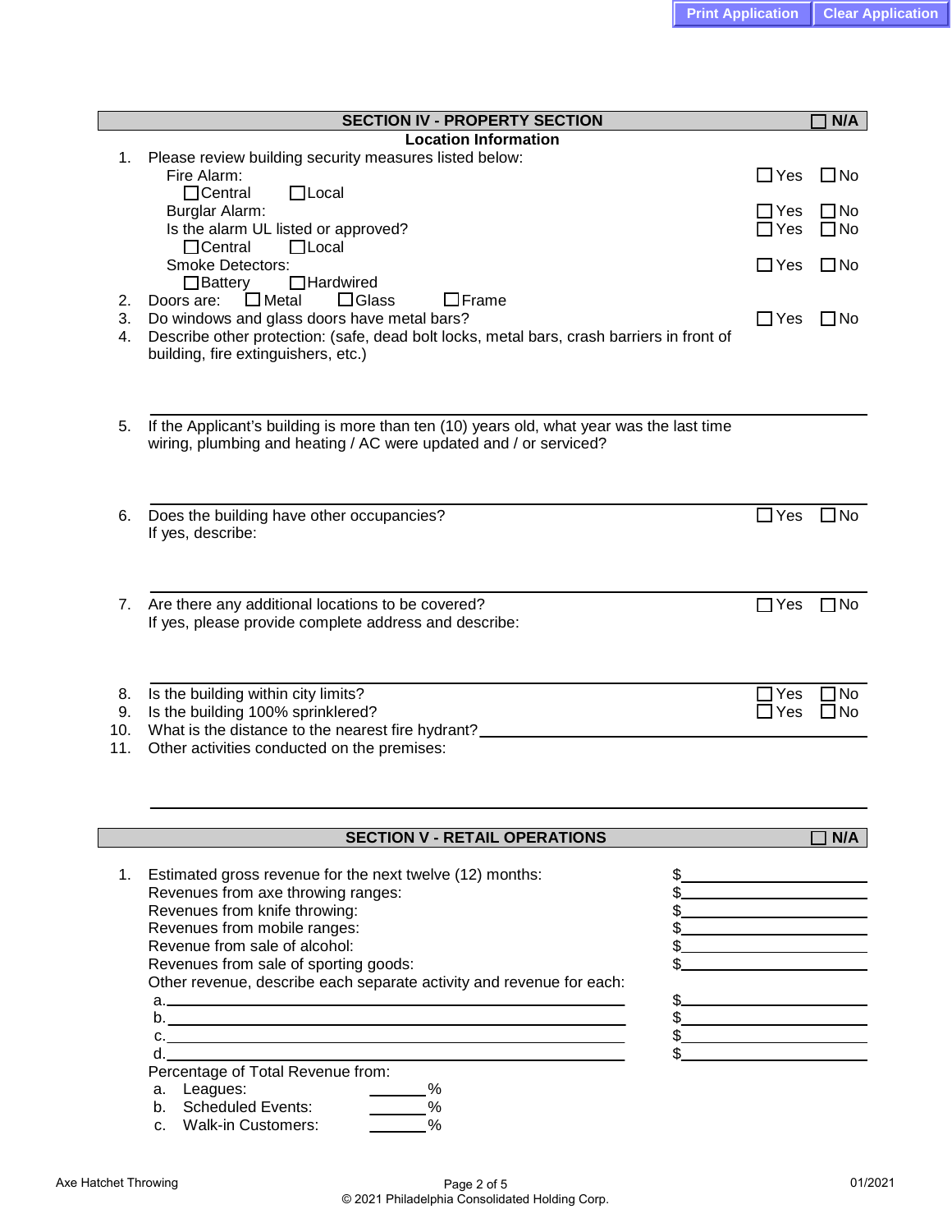## SECTION IV - PROPERTY SECTION ☐ N/A

### Location Information

1. Please review building security measures listed below:
   - Fire Alarm: ☐ Yes ☐ No
     - ☐ Central ☐ Local
   - Burglar Alarm: ☐ Yes ☐ No
   - Is the alarm UL listed or approved? ☐ Yes ☐ No
     - ☐ Central ☐ Local
   - Smoke Detectors: ☐ Yes ☐ No
     - ☐ Battery ☐ Hardwired
2. Doors are: ☐ Metal ☐ Glass ☐ Frame
3. Do windows and glass doors have metal bars? ☐ Yes ☐ No
4. Describe other protection: (safe, dead bolt locks, metal bars, crash barriers in front of building, fire extinguishers, etc.)

   ______________________________________________

5. If the Applicant's building is more than ten (10) years old, what year was the last time wiring, plumbing and heating / AC were updated and / or serviced?

   ______________________________________________

6. Does the building have other occupancies? ☐ Yes ☐ No
   If yes, describe:

   ______________________________________________

7. Are there any additional locations to be covered? ☐ Yes ☐ No
   If yes, please provide complete address and describe:

   ______________________________________________

8. Is the building within city limits? ☐ Yes ☐ No
9. Is the building 100% sprinklered? ☐ Yes ☐ No
10. What is the distance to the nearest fire hydrant? ______________________________________________
11. Other activities conducted on the premises:

    ______________________________________________

## SECTION V - RETAIL OPERATIONS ☐ N/A

1. Estimated gross revenue for the next twelve (12) months: $______________
   - Revenues from axe throwing ranges: $______________
   - Revenues from knife throwing: $______________
   - Revenues from mobile ranges: $______________
   - Revenue from sale of alcohol: $______________
   - Revenues from sale of sporting goods: $______________
   - Other revenue, describe each separate activity and revenue for each:
     - a. ______________________________ $______________
     - b. ______________________________ $______________
     - c. ______________________________ $______________
     - d. ______________________________ $______________

   Percentage of Total Revenue from:
   - a. Leagues: ______%
   - b. Scheduled Events: ______%
   - c. Walk-in Customers: ______%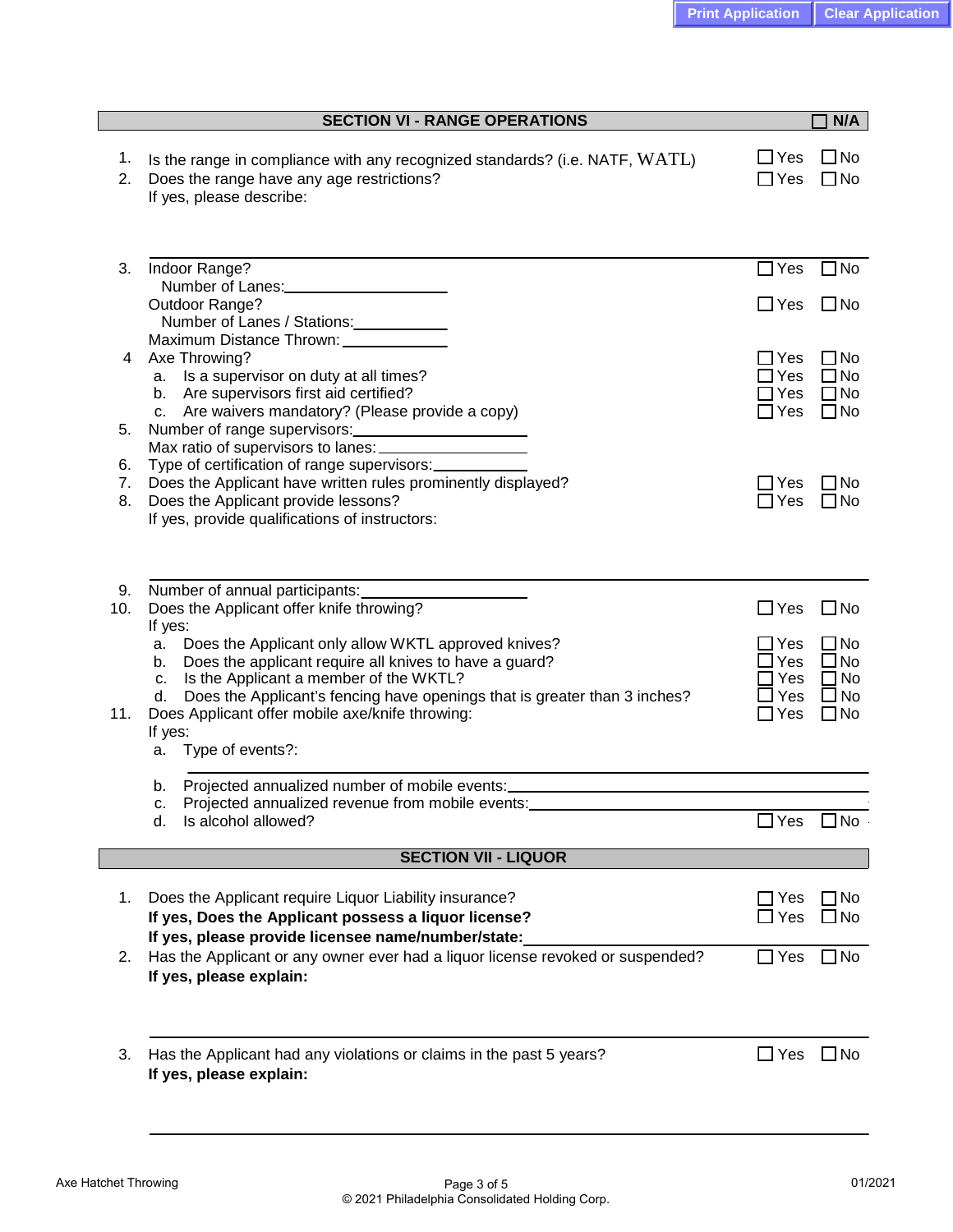## SECTION VI - RANGE OPERATIONS

☐ N/A

1. Is the range in compliance with any recognized standards? (i.e. NATF, WATL) ☐ Yes ☐ No
2. Does the range have any age restrictions? ☐ Yes ☐ No
   If yes, please describe:

   ___________________________________________

3. Indoor Range? ☐ Yes ☐ No
   Number of Lanes: ____________________
   Outdoor Range? ☐ Yes ☐ No
   Number of Lanes / Stations: ____________
   Maximum Distance Thrown: _____________
4. Axe Throwing? ☐ Yes ☐ No
   a. Is a supervisor on duty at all times? ☐ Yes ☐ No
   b. Are supervisors first aid certified? ☐ Yes ☐ No
   c. Are waivers mandatory? (Please provide a copy) ☐ Yes ☐ No
5. Number of range supervisors: ____________________
   Max ratio of supervisors to lanes: ____________________
6. Type of certification of range supervisors: ____________
7. Does the Applicant have written rules prominently displayed? ☐ Yes ☐ No
8. Does the Applicant provide lessons? ☐ Yes ☐ No
   If yes, provide qualifications of instructors:

   ___________________________________________

9. Number of annual participants: ____________________
10. Does the Applicant offer knife throwing? ☐ Yes ☐ No
    If yes:
    a. Does the Applicant only allow WKTL approved knives? ☐ Yes ☐ No
    b. Does the applicant require all knives to have a guard? ☐ Yes ☐ No
    c. Is the Applicant a member of the WKTL? ☐ Yes ☐ No
    d. Does the Applicant's fencing have openings that is greater than 3 inches? ☐ Yes ☐ No
11. Does Applicant offer mobile axe/knife throwing: ☐ Yes ☐ No
    If yes:
    a. Type of events?:

    ___________________________________________

    b. Projected annualized number of mobile events: ____________________
    c. Projected annualized revenue from mobile events: ____________________
    d. Is alcohol allowed? ☐ Yes ☐ No

## SECTION VII - LIQUOR

1. Does the Applicant require Liquor Liability insurance? ☐ Yes ☐ No
   **If yes, Does the Applicant possess a liquor license?** ☐ Yes ☐ No
   **If yes, please provide licensee name/number/state:** ____________________
2. Has the Applicant or any owner ever had a liquor license revoked or suspended? ☐ Yes ☐ No
   **If yes, please explain:**

   ___________________________________________

3. Has the Applicant had any violations or claims in the past 5 years? ☐ Yes ☐ No
   **If yes, please explain:**

   ___________________________________________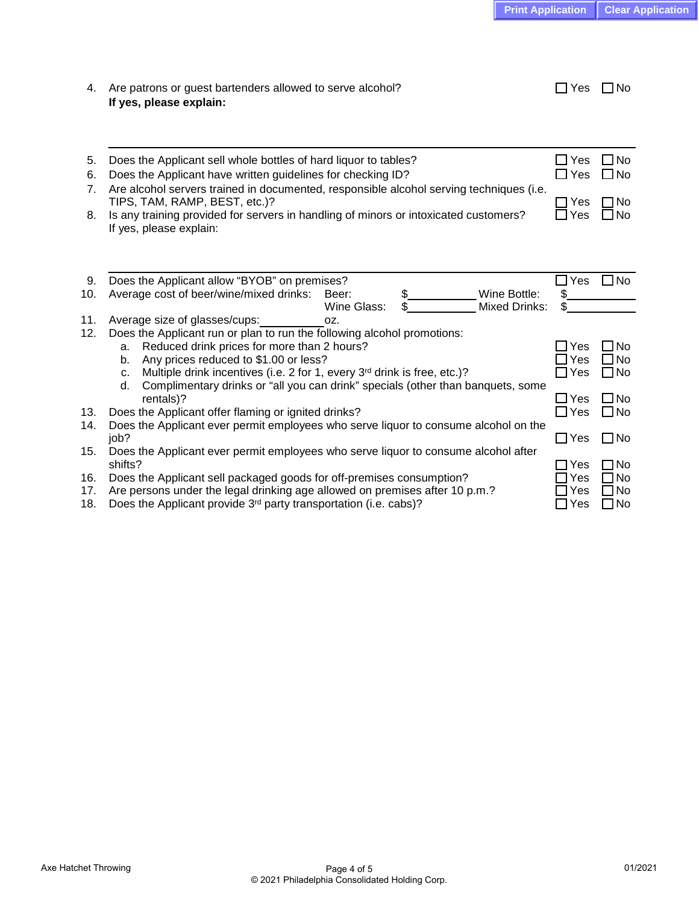4. Are patrons or guest bartenders allowed to serve alcohol? ☐ Yes ☐ No
   **If yes, please explain:**

---

5. Does the Applicant sell whole bottles of hard liquor to tables? ☐ Yes ☐ No
6. Does the Applicant have written guidelines for checking ID? ☐ Yes ☐ No
7. Are alcohol servers trained in documented, responsible alcohol serving techniques (i.e. TIPS, TAM, RAMP, BEST, etc.)? ☐ Yes ☐ No
8. Is any training provided for servers in handling of minors or intoxicated customers? ☐ Yes ☐ No
   If yes, please explain:

---

9. Does the Applicant allow "BYOB" on premises? ☐ Yes ☐ No
10. Average cost of beer/wine/mixed drinks: Beer: $__________ Wine Bottle: $__________
    Wine Glass: $__________ Mixed Drinks: $__________
11. Average size of glasses/cups:__________oz.
12. Does the Applicant run or plan to run the following alcohol promotions:
    a. Reduced drink prices for more than 2 hours? ☐ Yes ☐ No
    b. Any prices reduced to $1.00 or less? ☐ Yes ☐ No
    c. Multiple drink incentives (i.e. 2 for 1, every 3rd drink is free, etc.)? ☐ Yes ☐ No
    d. Complimentary drinks or "all you can drink" specials (other than banquets, some rentals)? ☐ Yes ☐ No
13. Does the Applicant offer flaming or ignited drinks? ☐ Yes ☐ No
14. Does the Applicant ever permit employees who serve liquor to consume alcohol on the job? ☐ Yes ☐ No
15. Does the Applicant ever permit employees who serve liquor to consume alcohol after shifts? ☐ Yes ☐ No
16. Does the Applicant sell packaged goods for off-premises consumption? ☐ Yes ☐ No
17. Are persons under the legal drinking age allowed on premises after 10 p.m.? ☐ Yes ☐ No
18. Does the Applicant provide 3rd party transportation (i.e. cabs)? ☐ Yes ☐ No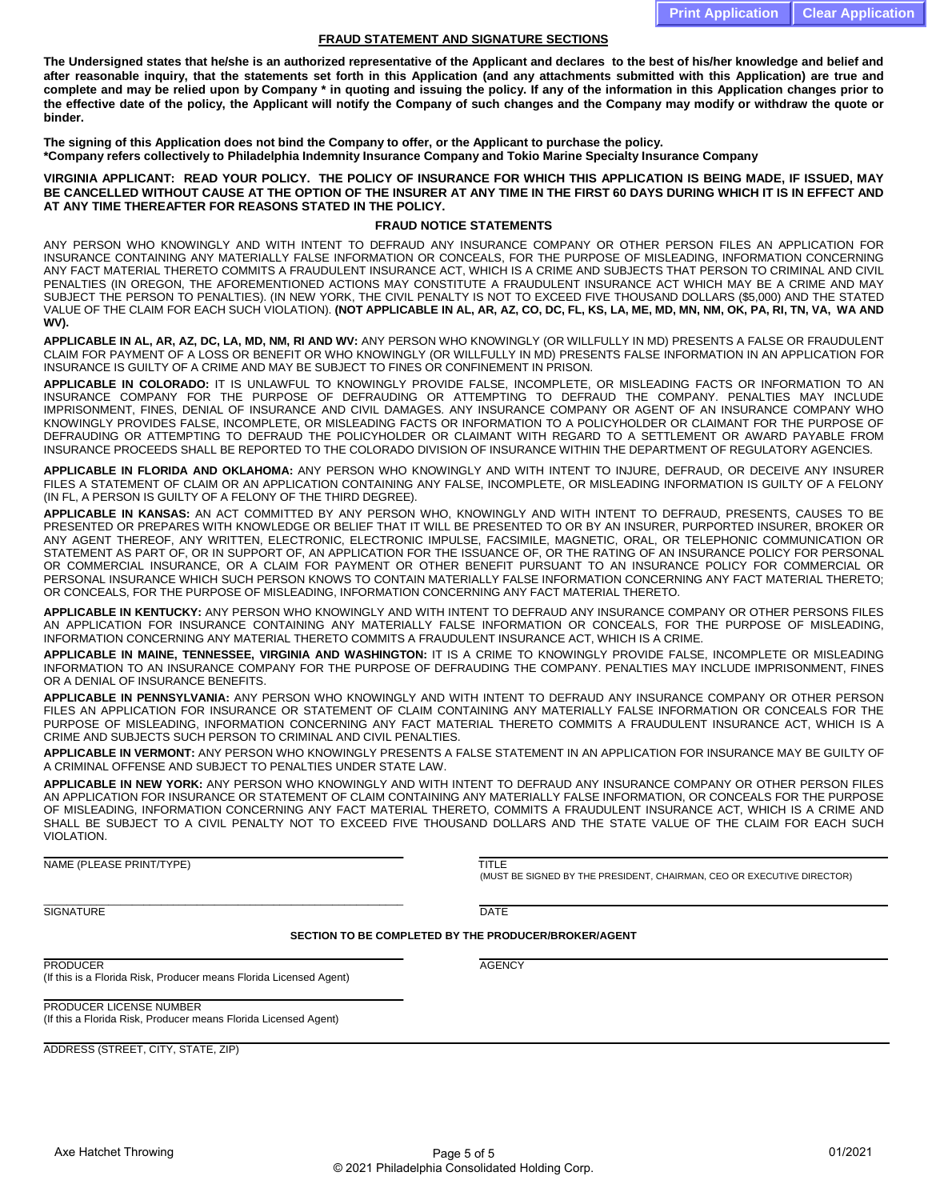## FRAUD STATEMENT AND SIGNATURE SECTIONS

**The Undersigned states that he/she is an authorized representative of the Applicant and declares to the best of his/her knowledge and belief and after reasonable inquiry, that the statements set forth in this Application (and any attachments submitted with this Application) are true and complete and may be relied upon by Company * in quoting and issuing the policy. If any of the information in this Application changes prior to the effective date of the policy, the Applicant will notify the Company of such changes and the Company may modify or withdraw the quote or binder.**

**The signing of this Application does not bind the Company to offer, or the Applicant to purchase the policy.**
**\*Company refers collectively to Philadelphia Indemnity Insurance Company and Tokio Marine Specialty Insurance Company**

**VIRGINIA APPLICANT: READ YOUR POLICY. THE POLICY OF INSURANCE FOR WHICH THIS APPLICATION IS BEING MADE, IF ISSUED, MAY BE CANCELLED WITHOUT CAUSE AT THE OPTION OF THE INSURER AT ANY TIME IN THE FIRST 60 DAYS DURING WHICH IT IS IN EFFECT AND AT ANY TIME THEREAFTER FOR REASONS STATED IN THE POLICY.**

### FRAUD NOTICE STATEMENTS

ANY PERSON WHO KNOWINGLY AND WITH INTENT TO DEFRAUD ANY INSURANCE COMPANY OR OTHER PERSON FILES AN APPLICATION FOR INSURANCE CONTAINING ANY MATERIALLY FALSE INFORMATION OR CONCEALS, FOR THE PURPOSE OF MISLEADING, INFORMATION CONCERNING ANY FACT MATERIAL THERETO COMMITS A FRAUDULENT INSURANCE ACT, WHICH IS A CRIME AND SUBJECTS THAT PERSON TO CRIMINAL AND CIVIL PENALTIES (IN OREGON, THE AFOREMENTIONED ACTIONS MAY CONSTITUTE A FRAUDULENT INSURANCE ACT WHICH MAY BE A CRIME AND MAY SUBJECT THE PERSON TO PENALTIES). (IN NEW YORK, THE CIVIL PENALTY IS NOT TO EXCEED FIVE THOUSAND DOLLARS ($5,000) AND THE STATED VALUE OF THE CLAIM FOR EACH SUCH VIOLATION). **(NOT APPLICABLE IN AL, AR, AZ, CO, DC, FL, KS, LA, ME, MD, MN, NM, OK, PA, RI, TN, VA, WA AND WV).**

**APPLICABLE IN AL, AR, AZ, DC, LA, MD, NM, RI AND WV:** ANY PERSON WHO KNOWINGLY (OR WILLFULLY IN MD) PRESENTS A FALSE OR FRAUDULENT CLAIM FOR PAYMENT OF A LOSS OR BENEFIT OR WHO KNOWINGLY (OR WILLFULLY IN MD) PRESENTS FALSE INFORMATION IN AN APPLICATION FOR INSURANCE IS GUILTY OF A CRIME AND MAY BE SUBJECT TO FINES OR CONFINEMENT IN PRISON.

**APPLICABLE IN COLORADO:** IT IS UNLAWFUL TO KNOWINGLY PROVIDE FALSE, INCOMPLETE, OR MISLEADING FACTS OR INFORMATION TO AN INSURANCE COMPANY FOR THE PURPOSE OF DEFRAUDING OR ATTEMPTING TO DEFRAUD THE COMPANY. PENALTIES MAY INCLUDE IMPRISONMENT, FINES, DENIAL OF INSURANCE AND CIVIL DAMAGES. ANY INSURANCE COMPANY OR AGENT OF AN INSURANCE COMPANY WHO KNOWINGLY PROVIDES FALSE, INCOMPLETE, OR MISLEADING FACTS OR INFORMATION TO A POLICYHOLDER OR CLAIMANT FOR THE PURPOSE OF DEFRAUDING OR ATTEMPTING TO DEFRAUD THE POLICYHOLDER OR CLAIMANT WITH REGARD TO A SETTLEMENT OR AWARD PAYABLE FROM INSURANCE PROCEEDS SHALL BE REPORTED TO THE COLORADO DIVISION OF INSURANCE WITHIN THE DEPARTMENT OF REGULATORY AGENCIES.

**APPLICABLE IN FLORIDA AND OKLAHOMA:** ANY PERSON WHO KNOWINGLY AND WITH INTENT TO INJURE, DEFRAUD, OR DECEIVE ANY INSURER FILES A STATEMENT OF CLAIM OR AN APPLICATION CONTAINING ANY FALSE, INCOMPLETE, OR MISLEADING INFORMATION IS GUILTY OF A FELONY (IN FL, A PERSON IS GUILTY OF A FELONY OF THE THIRD DEGREE).

**APPLICABLE IN KANSAS:** AN ACT COMMITTED BY ANY PERSON WHO, KNOWINGLY AND WITH INTENT TO DEFRAUD, PRESENTS, CAUSES TO BE PRESENTED OR PREPARES WITH KNOWLEDGE OR BELIEF THAT IT WILL BE PRESENTED TO OR BY AN INSURER, PURPORTED INSURER, BROKER OR ANY AGENT THEREOF, ANY WRITTEN, ELECTRONIC, ELECTRONIC IMPULSE, FACSIMILE, MAGNETIC, ORAL, OR TELEPHONIC COMMUNICATION OR STATEMENT AS PART OF, OR IN SUPPORT OF, AN APPLICATION FOR THE ISSUANCE OF, OR THE RATING OF AN INSURANCE POLICY FOR PERSONAL OR COMMERCIAL INSURANCE, OR A CLAIM FOR PAYMENT OR OTHER BENEFIT PURSUANT TO AN INSURANCE POLICY FOR COMMERCIAL OR PERSONAL INSURANCE WHICH SUCH PERSON KNOWS TO CONTAIN MATERIALLY FALSE INFORMATION CONCERNING ANY FACT MATERIAL THERETO; OR CONCEALS, FOR THE PURPOSE OF MISLEADING, INFORMATION CONCERNING ANY FACT MATERIAL THERETO.

**APPLICABLE IN KENTUCKY:** ANY PERSON WHO KNOWINGLY AND WITH INTENT TO DEFRAUD ANY INSURANCE COMPANY OR OTHER PERSONS FILES AN APPLICATION FOR INSURANCE CONTAINING ANY MATERIALLY FALSE INFORMATION OR CONCEALS, FOR THE PURPOSE OF MISLEADING, INFORMATION CONCERNING ANY MATERIAL THERETO COMMITS A FRAUDULENT INSURANCE ACT, WHICH IS A CRIME.

**APPLICABLE IN MAINE, TENNESSEE, VIRGINIA AND WASHINGTON:** IT IS A CRIME TO KNOWINGLY PROVIDE FALSE, INCOMPLETE OR MISLEADING INFORMATION TO AN INSURANCE COMPANY FOR THE PURPOSE OF DEFRAUDING THE COMPANY. PENALTIES MAY INCLUDE IMPRISONMENT, FINES OR A DENIAL OF INSURANCE BENEFITS.

**APPLICABLE IN PENNSYLVANIA:** ANY PERSON WHO KNOWINGLY AND WITH INTENT TO DEFRAUD ANY INSURANCE COMPANY OR OTHER PERSON FILES AN APPLICATION FOR INSURANCE OR STATEMENT OF CLAIM CONTAINING ANY MATERIALLY FALSE INFORMATION OR CONCEALS FOR THE PURPOSE OF MISLEADING, INFORMATION CONCERNING ANY FACT MATERIAL THERETO COMMITS A FRAUDULENT INSURANCE ACT, WHICH IS A CRIME AND SUBJECTS SUCH PERSON TO CRIMINAL AND CIVIL PENALTIES.

**APPLICABLE IN VERMONT:** ANY PERSON WHO KNOWINGLY PRESENTS A FALSE STATEMENT IN AN APPLICATION FOR INSURANCE MAY BE GUILTY OF A CRIMINAL OFFENSE AND SUBJECT TO PENALTIES UNDER STATE LAW.

**APPLICABLE IN NEW YORK:** ANY PERSON WHO KNOWINGLY AND WITH INTENT TO DEFRAUD ANY INSURANCE COMPANY OR OTHER PERSON FILES AN APPLICATION FOR INSURANCE OR STATEMENT OF CLAIM CONTAINING ANY MATERIALLY FALSE INFORMATION, OR CONCEALS FOR THE PURPOSE OF MISLEADING, INFORMATION CONCERNING ANY FACT MATERIAL THERETO, COMMITS A FRAUDULENT INSURANCE ACT, WHICH IS A CRIME AND SHALL BE SUBJECT TO A CIVIL PENALTY NOT TO EXCEED FIVE THOUSAND DOLLARS AND THE STATE VALUE OF THE CLAIM FOR EACH SUCH VIOLATION.

NAME (PLEASE PRINT/TYPE): ______________________

TITLE: ______________________
(MUST BE SIGNED BY THE PRESIDENT, CHAIRMAN, CEO OR EXECUTIVE DIRECTOR)

SIGNATURE: ______________________

DATE: ______________________

**SECTION TO BE COMPLETED BY THE PRODUCER/BROKER/AGENT**

PRODUCER: ______________________
(If this is a Florida Risk, Producer means Florida Licensed Agent)

AGENCY: ______________________

PRODUCER LICENSE NUMBER: ______________________
(If this a Florida Risk, Producer means Florida Licensed Agent)

ADDRESS (STREET, CITY, STATE, ZIP): ______________________

© 2021 Philadelphia Consolidated Holding Corp.